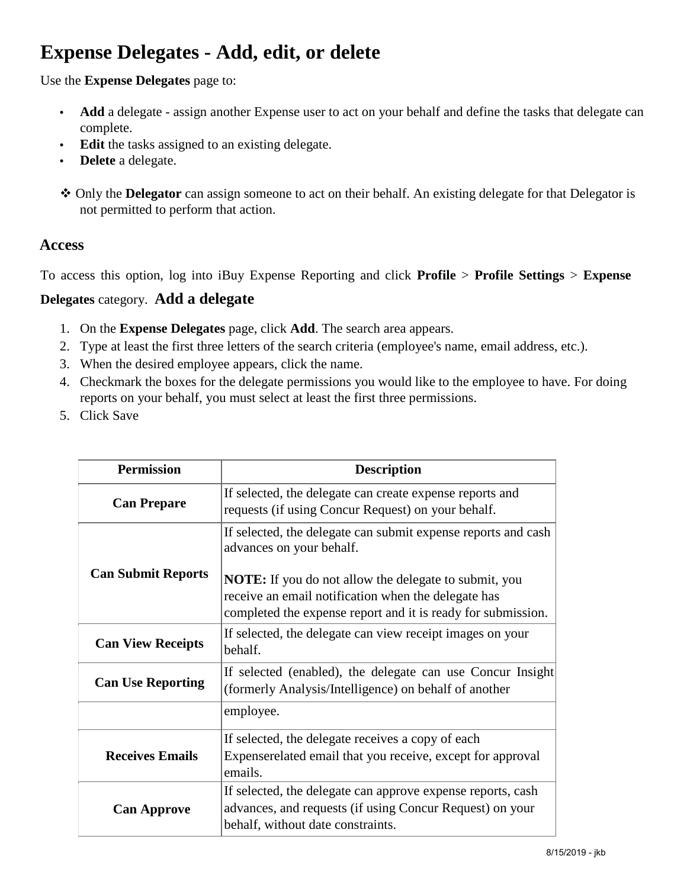# Expense Delegates - Add, edit, or delete

Use the **Expense Delegates** page to:

- **Add** a delegate - assign another Expense user to act on your behalf and define the tasks that delegate can complete.
- **Edit** the tasks assigned to an existing delegate.
- **Delete** a delegate.

❖ Only the **Delegator** can assign someone to act on their behalf. An existing delegate for that Delegator is not permitted to perform that action.

## Access

To access this option, log into iBuy Expense Reporting and click **Profile** > **Profile Settings** > **Expense Delegates** category.

## Add a delegate

1. On the **Expense Delegates** page, click **Add**. The search area appears.
2. Type at least the first three letters of the search criteria (employee's name, email address, etc.).
3. When the desired employee appears, click the name.
4. Checkmark the boxes for the delegate permissions you would like to the employee to have. For doing reports on your behalf, you must select at least the first three permissions.
5. Click Save

| Permission | Description |
|---|---|
| **Can Prepare** | If selected, the delegate can create expense reports and requests (if using Concur Request) on your behalf. |
| **Can Submit Reports** | If selected, the delegate can submit expense reports and cash advances on your behalf.<br><br>**NOTE:** If you do not allow the delegate to submit, you receive an email notification when the delegate has completed the expense report and it is ready for submission. |
| **Can View Receipts** | If selected, the delegate can view receipt images on your behalf. |
| **Can Use Reporting** | If selected (enabled), the delegate can use Concur Insight (formerly Analysis/Intelligence) on behalf of another employee. |
| **Receives Emails** | If selected, the delegate receives a copy of each Expenserelated email that you receive, except for approval emails. |
| **Can Approve** | If selected, the delegate can approve expense reports, cash advances, and requests (if using Concur Request) on your behalf, without date constraints. |

8/15/2019 - jkb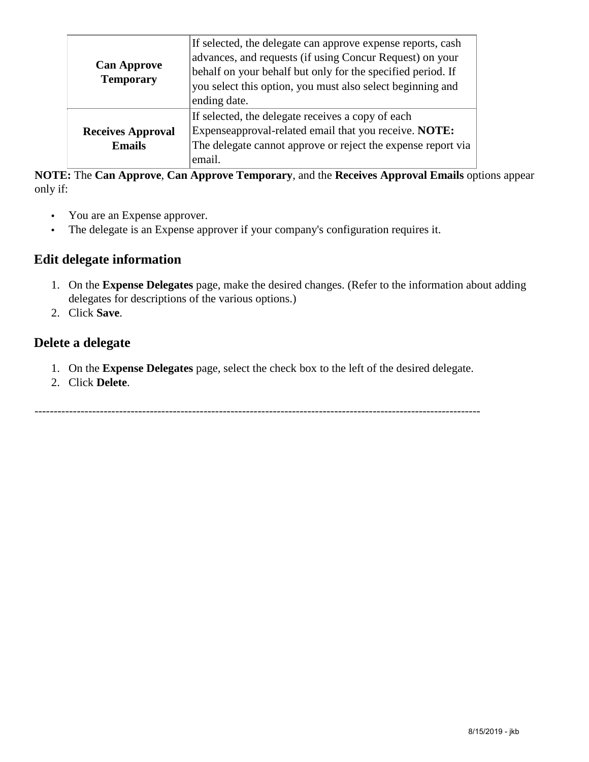| | |
|---|---|
| **Can Approve Temporary** | If selected, the delegate can approve expense reports, cash advances, and requests (if using Concur Request) on your behalf on your behalf but only for the specified period. If you select this option, you must also select beginning and ending date. |
| **Receives Approval Emails** | If selected, the delegate receives a copy of each Expenseapproval-related email that you receive. **NOTE:** The delegate cannot approve or reject the expense report via email. |

**NOTE:** The **Can Approve**, **Can Approve Temporary**, and the **Receives Approval Emails** options appear only if:

- You are an Expense approver.
- The delegate is an Expense approver if your company's configuration requires it.

## Edit delegate information

1. On the **Expense Delegates** page, make the desired changes. (Refer to the information about adding delegates for descriptions of the various options.)
2. Click **Save**.

## Delete a delegate

1. On the **Expense Delegates** page, select the check box to the left of the desired delegate.
2. Click **Delete**.

--------------------------------------------------------------------------------------------------------------------

8/15/2019 - jkb